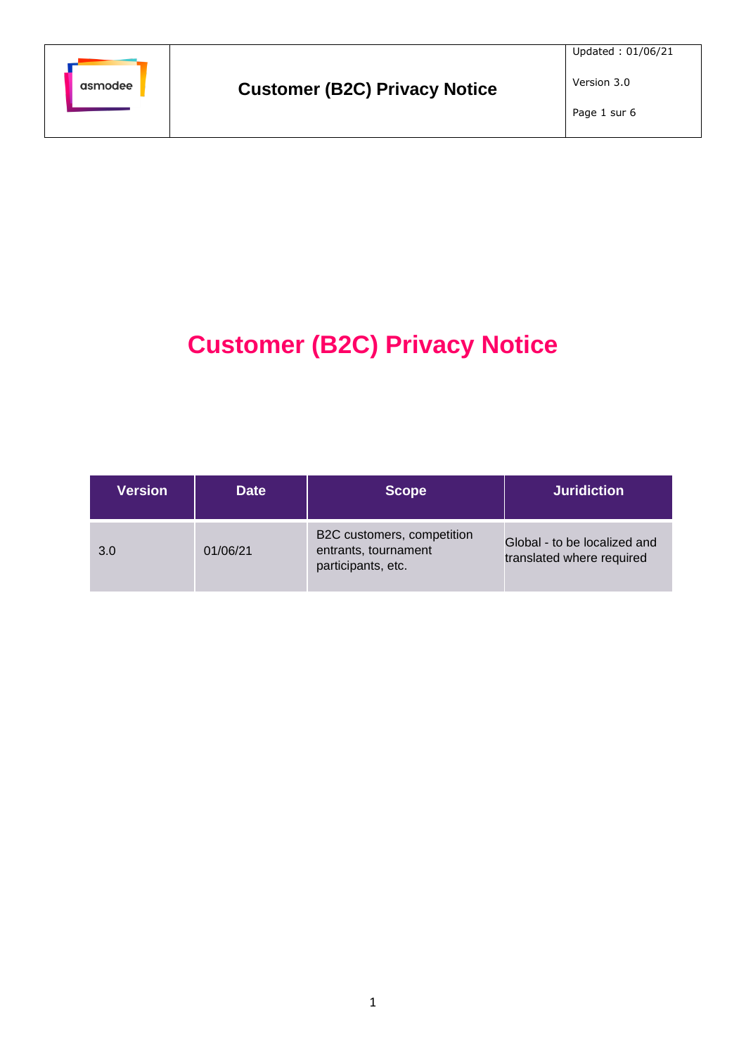# Customer (B2C) Privacy Notice

| Version | Date | Scope | Juridiction |
|---|---|---|---|
| 3.0 | 01/06/21 | B2C customers, competition entrants, tournament participants, etc. | Global - to be localized and translated where required |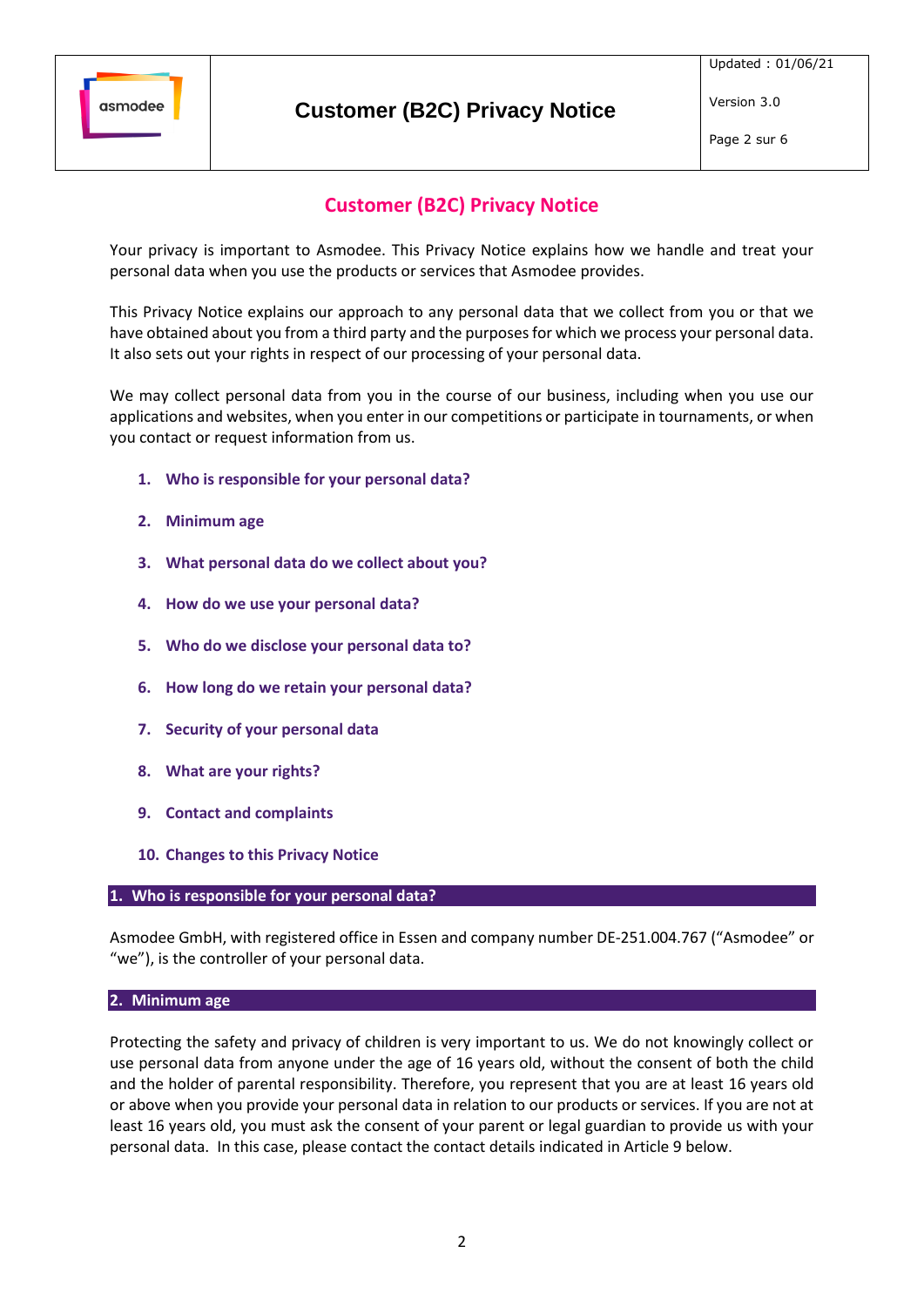# Customer (B2C) Privacy Notice

Your privacy is important to Asmodee. This Privacy Notice explains how we handle and treat your personal data when you use the products or services that Asmodee provides.

This Privacy Notice explains our approach to any personal data that we collect from you or that we have obtained about you from a third party and the purposes for which we process your personal data. It also sets out your rights in respect of our processing of your personal data.

We may collect personal data from you in the course of our business, including when you use our applications and websites, when you enter in our competitions or participate in tournaments, or when you contact or request information from us.

1. **Who is responsible for your personal data?**
2. **Minimum age**
3. **What personal data do we collect about you?**
4. **How do we use your personal data?**
5. **Who do we disclose your personal data to?**
6. **How long do we retain your personal data?**
7. **Security of your personal data**
8. **What are your rights?**
9. **Contact and complaints**
10. **Changes to this Privacy Notice**

## 1. Who is responsible for your personal data?

Asmodee GmbH, with registered office in Essen and company number DE-251.004.767 ("Asmodee" or "we"), is the controller of your personal data.

## 2. Minimum age

Protecting the safety and privacy of children is very important to us. We do not knowingly collect or use personal data from anyone under the age of 16 years old, without the consent of both the child and the holder of parental responsibility. Therefore, you represent that you are at least 16 years old or above when you provide your personal data in relation to our products or services. If you are not at least 16 years old, you must ask the consent of your parent or legal guardian to provide us with your personal data. In this case, please contact the contact details indicated in Article 9 below.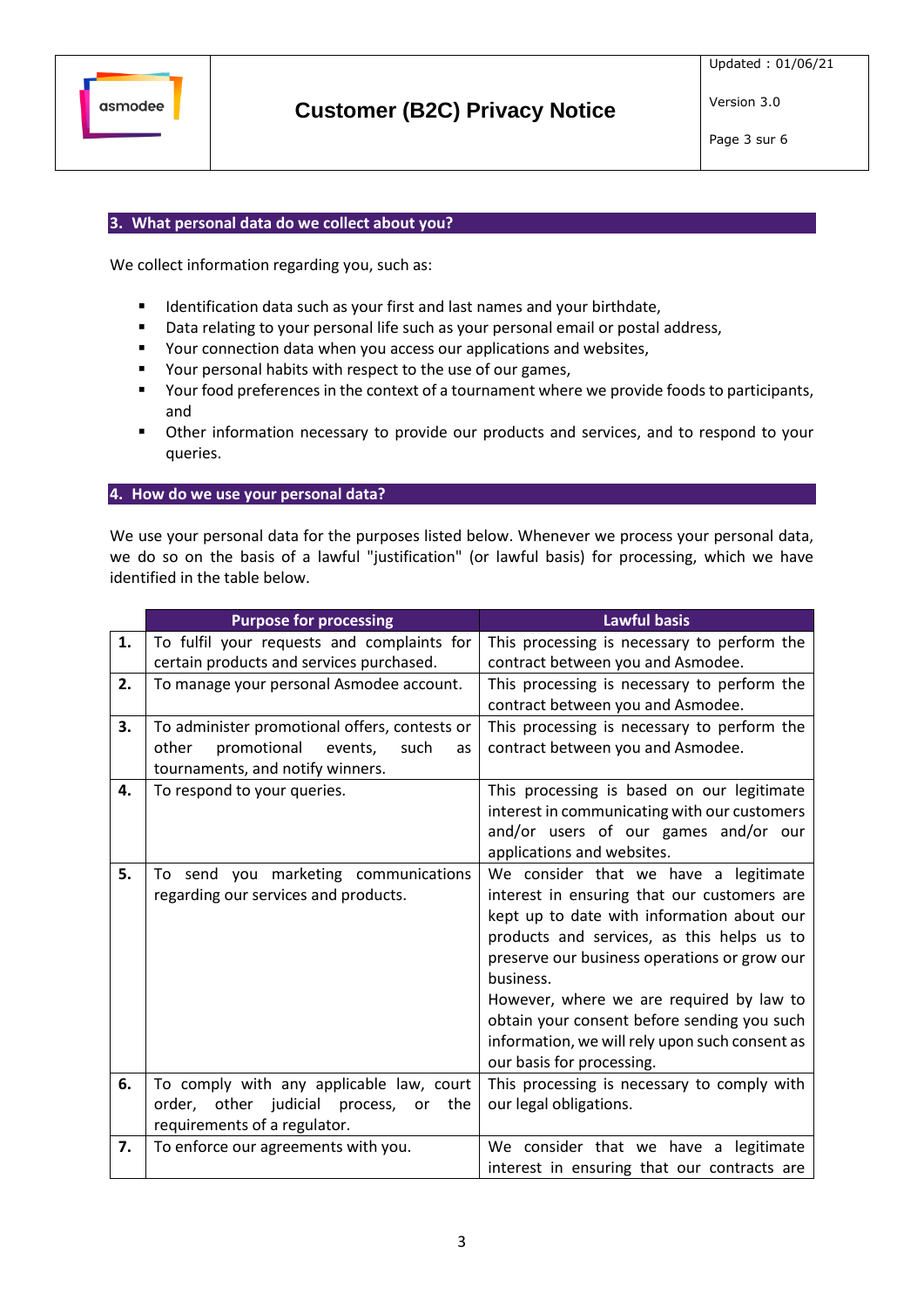## 3. What personal data do we collect about you?

We collect information regarding you, such as:

- Identification data such as your first and last names and your birthdate,
- Data relating to your personal life such as your personal email or postal address,
- Your connection data when you access our applications and websites,
- Your personal habits with respect to the use of our games,
- Your food preferences in the context of a tournament where we provide foods to participants, and
- Other information necessary to provide our products and services, and to respond to your queries.

## 4. How do we use your personal data?

We use your personal data for the purposes listed below. Whenever we process your personal data, we do so on the basis of a lawful "justification" (or lawful basis) for processing, which we have identified in the table below.

| | Purpose for processing | Lawful basis |
|---|---|---|
| **1.** | To fulfil your requests and complaints for certain products and services purchased. | This processing is necessary to perform the contract between you and Asmodee. |
| **2.** | To manage your personal Asmodee account. | This processing is necessary to perform the contract between you and Asmodee. |
| **3.** | To administer promotional offers, contests or other promotional events, such as tournaments, and notify winners. | This processing is necessary to perform the contract between you and Asmodee. |
| **4.** | To respond to your queries. | This processing is based on our legitimate interest in communicating with our customers and/or users of our games and/or our applications and websites. |
| **5.** | To send you marketing communications regarding our services and products. | We consider that we have a legitimate interest in ensuring that our customers are kept up to date with information about our products and services, as this helps us to preserve our business operations or grow our business.<br>However, where we are required by law to obtain your consent before sending you such information, we will rely upon such consent as our basis for processing. |
| **6.** | To comply with any applicable law, court order, other judicial process, or the requirements of a regulator. | This processing is necessary to comply with our legal obligations. |
| **7.** | To enforce our agreements with you. | We consider that we have a legitimate interest in ensuring that our contracts are |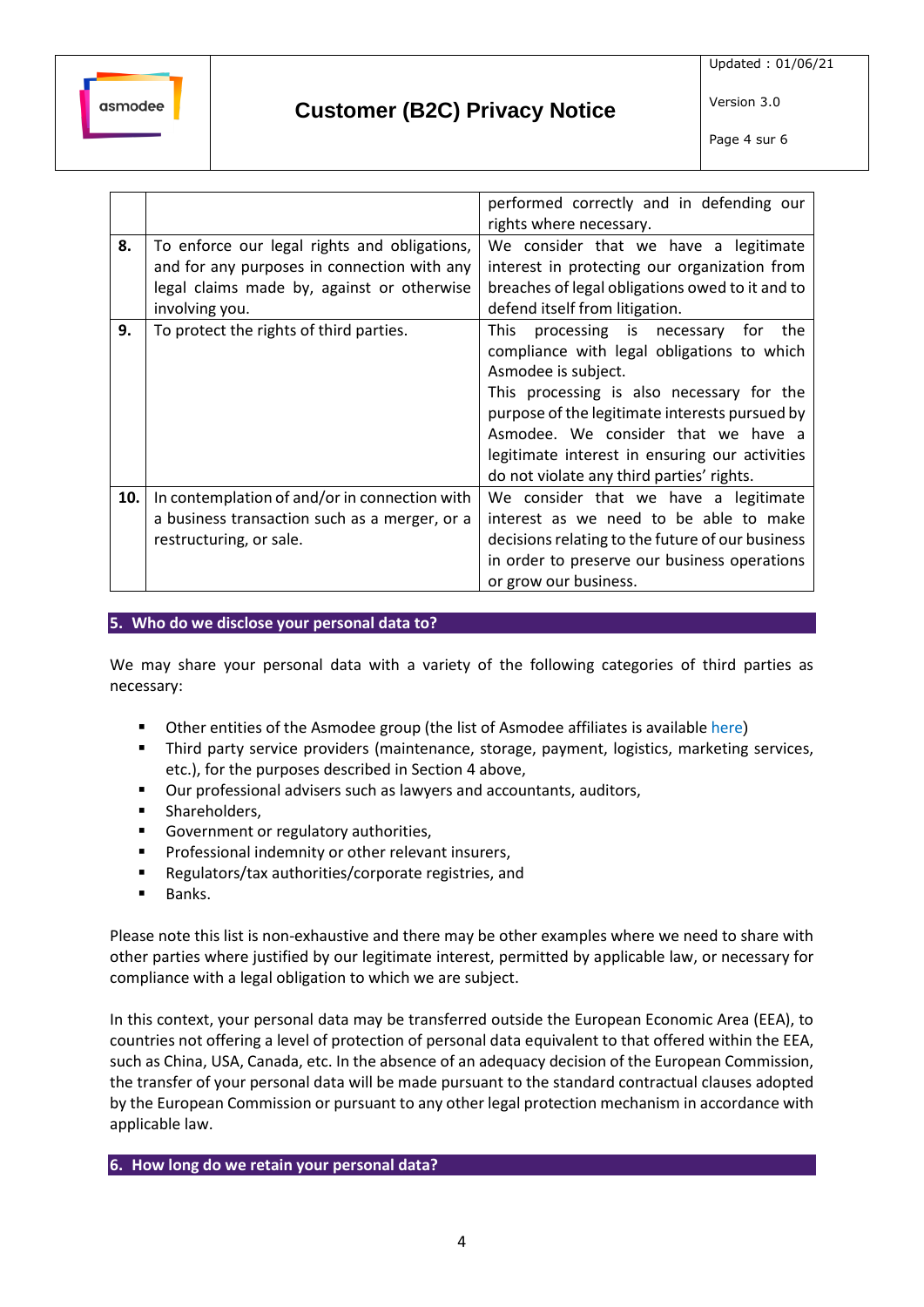| | | |
|---|---|---|
| | | performed correctly and in defending our rights where necessary. |
| **8.** | To enforce our legal rights and obligations, and for any purposes in connection with any legal claims made by, against or otherwise involving you. | We consider that we have a legitimate interest in protecting our organization from breaches of legal obligations owed to it and to defend itself from litigation. |
| **9.** | To protect the rights of third parties. | This processing is necessary for the compliance with legal obligations to which Asmodee is subject.<br>This processing is also necessary for the purpose of the legitimate interests pursued by Asmodee. We consider that we have a legitimate interest in ensuring our activities do not violate any third parties' rights. |
| **10.** | In contemplation of and/or in connection with a business transaction such as a merger, or a restructuring, or sale. | We consider that we have a legitimate interest as we need to be able to make decisions relating to the future of our business in order to preserve our business operations or grow our business. |

## 5. Who do we disclose your personal data to?

We may share your personal data with a variety of the following categories of third parties as necessary:

- Other entities of the Asmodee group (the list of Asmodee affiliates is available here)
- Third party service providers (maintenance, storage, payment, logistics, marketing services, etc.), for the purposes described in Section 4 above,
- Our professional advisers such as lawyers and accountants, auditors,
- Shareholders,
- Government or regulatory authorities,
- Professional indemnity or other relevant insurers,
- Regulators/tax authorities/corporate registries, and
- Banks.

Please note this list is non-exhaustive and there may be other examples where we need to share with other parties where justified by our legitimate interest, permitted by applicable law, or necessary for compliance with a legal obligation to which we are subject.

In this context, your personal data may be transferred outside the European Economic Area (EEA), to countries not offering a level of protection of personal data equivalent to that offered within the EEA, such as China, USA, Canada, etc. In the absence of an adequacy decision of the European Commission, the transfer of your personal data will be made pursuant to the standard contractual clauses adopted by the European Commission or pursuant to any other legal protection mechanism in accordance with applicable law.

## 6. How long do we retain your personal data?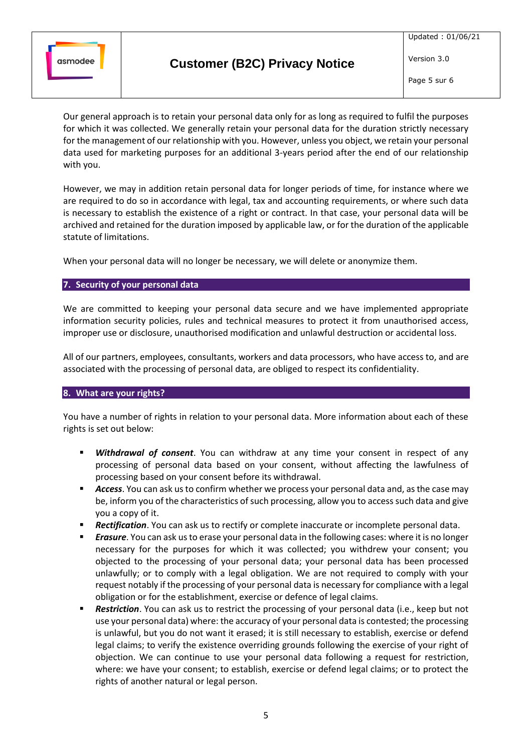Our general approach is to retain your personal data only for as long as required to fulfil the purposes for which it was collected. We generally retain your personal data for the duration strictly necessary for the management of our relationship with you. However, unless you object, we retain your personal data used for marketing purposes for an additional 3-years period after the end of our relationship with you.

However, we may in addition retain personal data for longer periods of time, for instance where we are required to do so in accordance with legal, tax and accounting requirements, or where such data is necessary to establish the existence of a right or contract. In that case, your personal data will be archived and retained for the duration imposed by applicable law, or for the duration of the applicable statute of limitations.

When your personal data will no longer be necessary, we will delete or anonymize them.

## 7. Security of your personal data

We are committed to keeping your personal data secure and we have implemented appropriate information security policies, rules and technical measures to protect it from unauthorised access, improper use or disclosure, unauthorised modification and unlawful destruction or accidental loss.

All of our partners, employees, consultants, workers and data processors, who have access to, and are associated with the processing of personal data, are obliged to respect its confidentiality.

## 8. What are your rights?

You have a number of rights in relation to your personal data. More information about each of these rights is set out below:

- ***Withdrawal of consent***. You can withdraw at any time your consent in respect of any processing of personal data based on your consent, without affecting the lawfulness of processing based on your consent before its withdrawal.
- ***Access***. You can ask us to confirm whether we process your personal data and, as the case may be, inform you of the characteristics of such processing, allow you to access such data and give you a copy of it.
- ***Rectification***. You can ask us to rectify or complete inaccurate or incomplete personal data.
- ***Erasure***. You can ask us to erase your personal data in the following cases: where it is no longer necessary for the purposes for which it was collected; you withdrew your consent; you objected to the processing of your personal data; your personal data has been processed unlawfully; or to comply with a legal obligation. We are not required to comply with your request notably if the processing of your personal data is necessary for compliance with a legal obligation or for the establishment, exercise or defence of legal claims.
- ***Restriction***. You can ask us to restrict the processing of your personal data (i.e., keep but not use your personal data) where: the accuracy of your personal data is contested; the processing is unlawful, but you do not want it erased; it is still necessary to establish, exercise or defend legal claims; to verify the existence overriding grounds following the exercise of your right of objection. We can continue to use your personal data following a request for restriction, where: we have your consent; to establish, exercise or defend legal claims; or to protect the rights of another natural or legal person.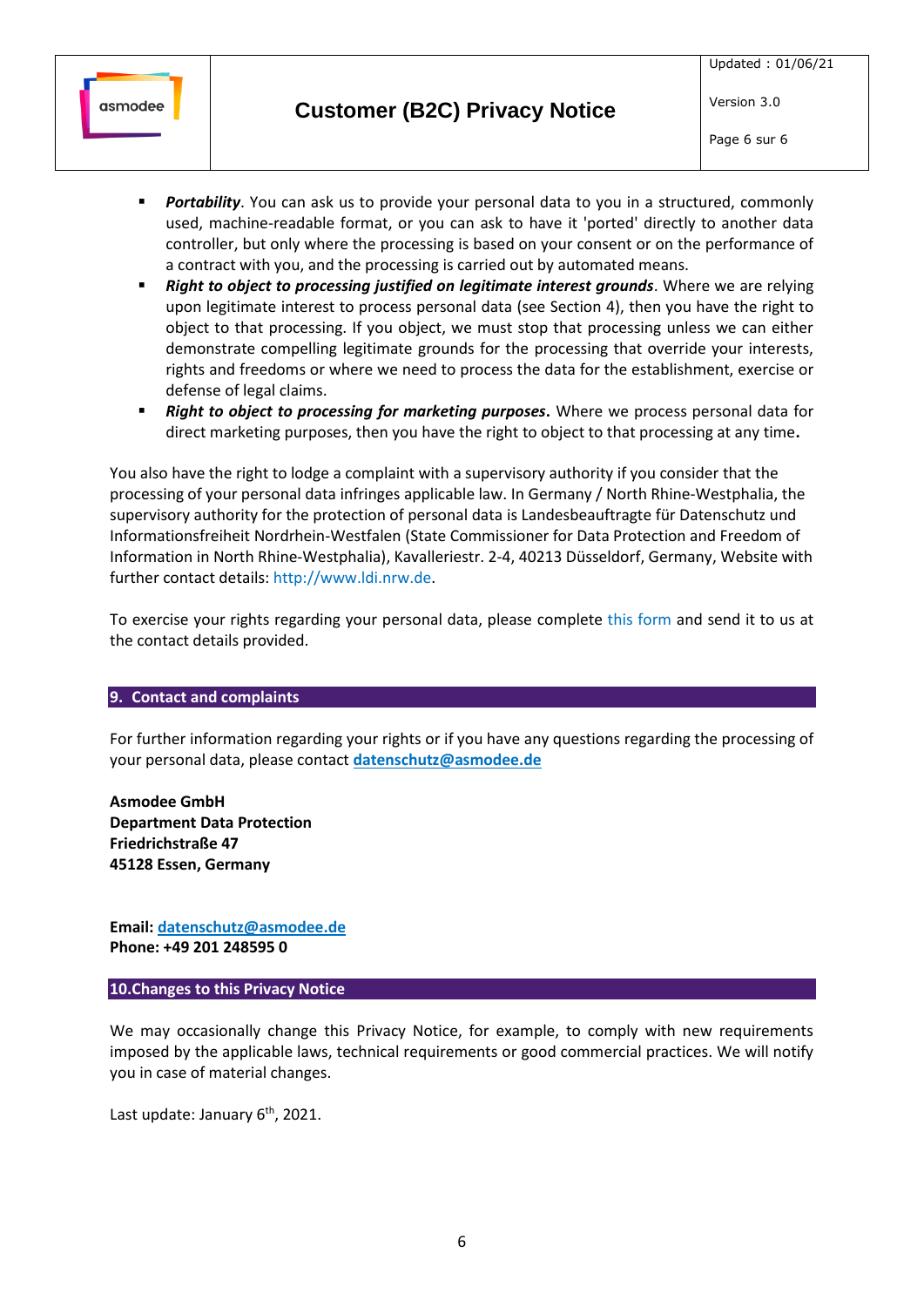- ***Portability***. You can ask us to provide your personal data to you in a structured, commonly used, machine-readable format, or you can ask to have it 'ported' directly to another data controller, but only where the processing is based on your consent or on the performance of a contract with you, and the processing is carried out by automated means.
- ***Right to object to processing justified on legitimate interest grounds***. Where we are relying upon legitimate interest to process personal data (see Section 4), then you have the right to object to that processing. If you object, we must stop that processing unless we can either demonstrate compelling legitimate grounds for the processing that override your interests, rights and freedoms or where we need to process the data for the establishment, exercise or defense of legal claims.
- ***Right to object to processing for marketing purposes***. Where we process personal data for direct marketing purposes, then you have the right to object to that processing at any time**.**

You also have the right to lodge a complaint with a supervisory authority if you consider that the processing of your personal data infringes applicable law. In Germany / North Rhine-Westphalia, the supervisory authority for the protection of personal data is Landesbeauftragte für Datenschutz und Informationsfreiheit Nordrhein-Westfalen (State Commissioner for Data Protection and Freedom of Information in North Rhine-Westphalia), Kavalleriestr. 2-4, 40213 Düsseldorf, Germany, Website with further contact details: http://www.ldi.nrw.de.

To exercise your rights regarding your personal data, please complete this form and send it to us at the contact details provided.

## 9. Contact and complaints

For further information regarding your rights or if you have any questions regarding the processing of your personal data, please contact **datenschutz@asmodee.de**

**Asmodee GmbH**
**Department Data Protection**
**Friedrichstraße 47**
**45128 Essen, Germany**

**Email: datenschutz@asmodee.de**
**Phone: +49 201 248595 0**

## 10.Changes to this Privacy Notice

We may occasionally change this Privacy Notice, for example, to comply with new requirements imposed by the applicable laws, technical requirements or good commercial practices. We will notify you in case of material changes.

Last update: January 6th, 2021.